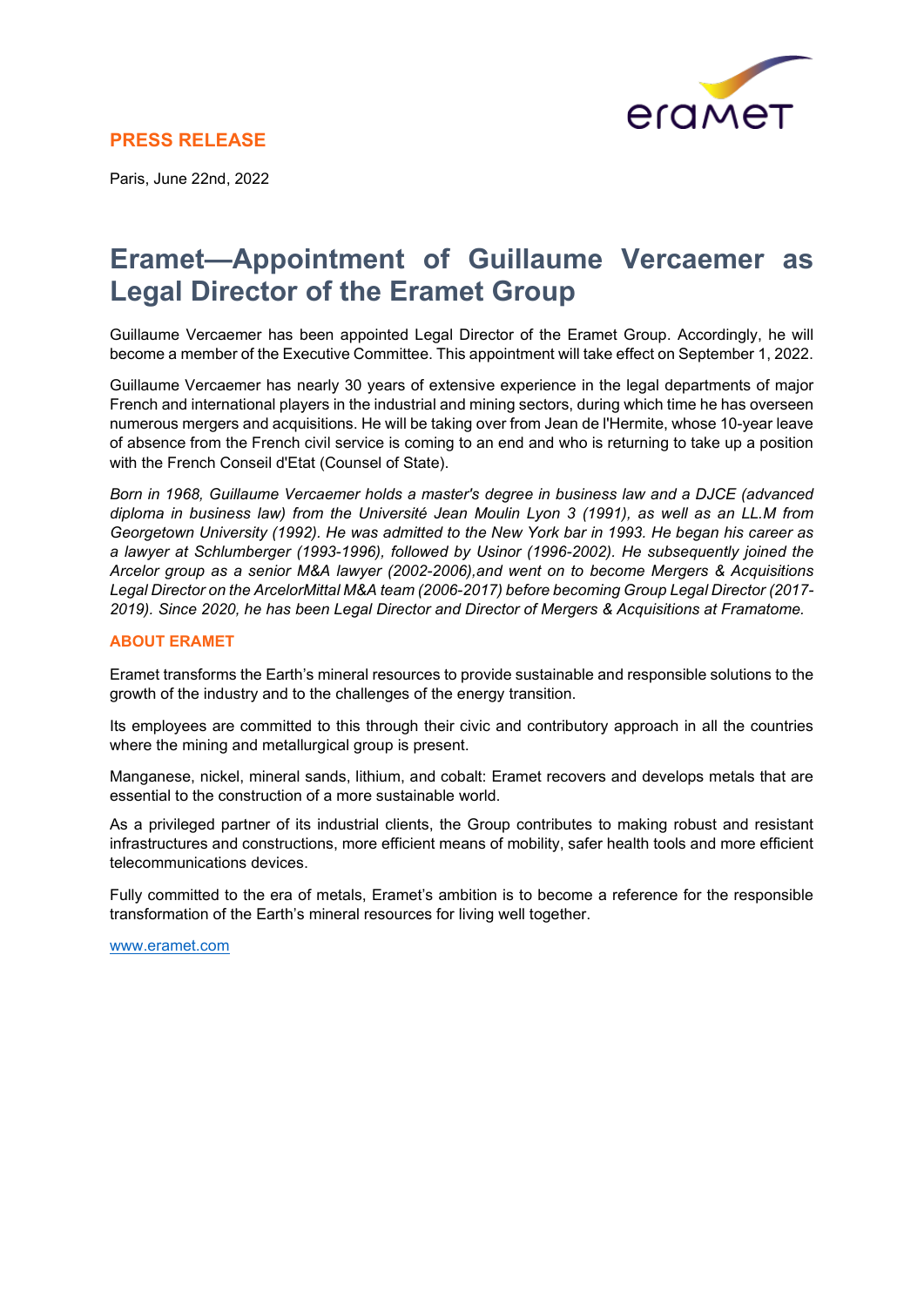**PRESS RELEASE**

Paris, June 22nd, 2022

# Eramet—Appointment of Guillaume Vercaemer as Legal Director of the Eramet Group

Guillaume Vercaemer has been appointed Legal Director of the Eramet Group. Accordingly, he will become a member of the Executive Committee. This appointment will take effect on September 1, 2022.

Guillaume Vercaemer has nearly 30 years of extensive experience in the legal departments of major French and international players in the industrial and mining sectors, during which time he has overseen numerous mergers and acquisitions. He will be taking over from Jean de l'Hermite, whose 10-year leave of absence from the French civil service is coming to an end and who is returning to take up a position with the French Conseil d'Etat (Counsel of State).

*Born in 1968, Guillaume Vercaemer holds a master's degree in business law and a DJCE (advanced diploma in business law) from the Université Jean Moulin Lyon 3 (1991), as well as an LL.M from Georgetown University (1992). He was admitted to the New York bar in 1993. He began his career as a lawyer at Schlumberger (1993-1996), followed by Usinor (1996-2002). He subsequently joined the Arcelor group as a senior M&A lawyer (2002-2006),and went on to become Mergers & Acquisitions Legal Director on the ArcelorMittal M&A team (2006-2017) before becoming Group Legal Director (2017-2019). Since 2020, he has been Legal Director and Director of Mergers & Acquisitions at Framatome.*

## ABOUT ERAMET

Eramet transforms the Earth's mineral resources to provide sustainable and responsible solutions to the growth of the industry and to the challenges of the energy transition.

Its employees are committed to this through their civic and contributory approach in all the countries where the mining and metallurgical group is present.

Manganese, nickel, mineral sands, lithium, and cobalt: Eramet recovers and develops metals that are essential to the construction of a more sustainable world.

As a privileged partner of its industrial clients, the Group contributes to making robust and resistant infrastructures and constructions, more efficient means of mobility, safer health tools and more efficient telecommunications devices.

Fully committed to the era of metals, Eramet's ambition is to become a reference for the responsible transformation of the Earth's mineral resources for living well together.

www.eramet.com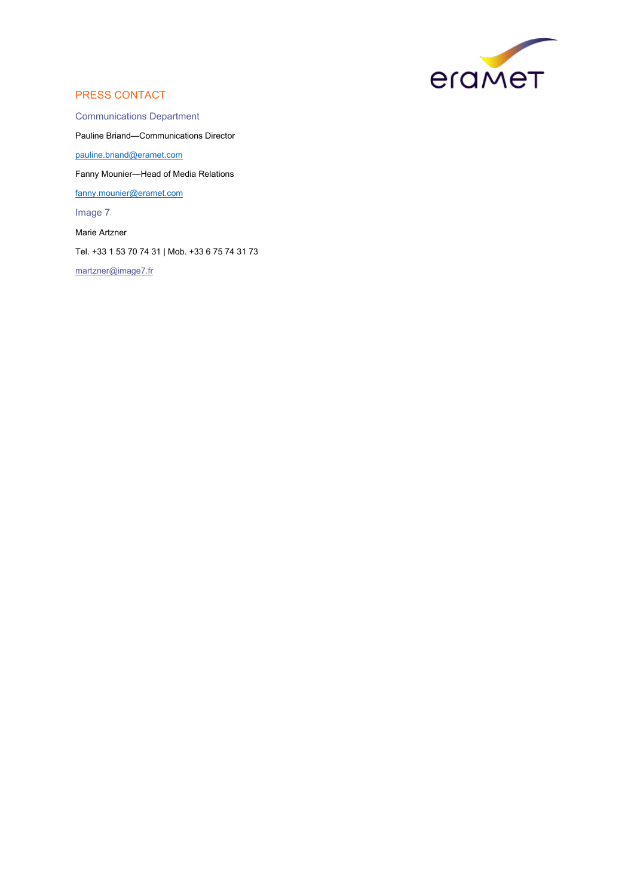## PRESS CONTACT

### Communications Department

Pauline Briand—Communications Director

pauline.briand@eramet.com

Fanny Mounier—Head of Media Relations

fanny.mounier@eramet.com

### Image 7

Marie Artzner

Tel. +33 1 53 70 74 31 | Mob. +33 6 75 74 31 73

martzner@image7.fr